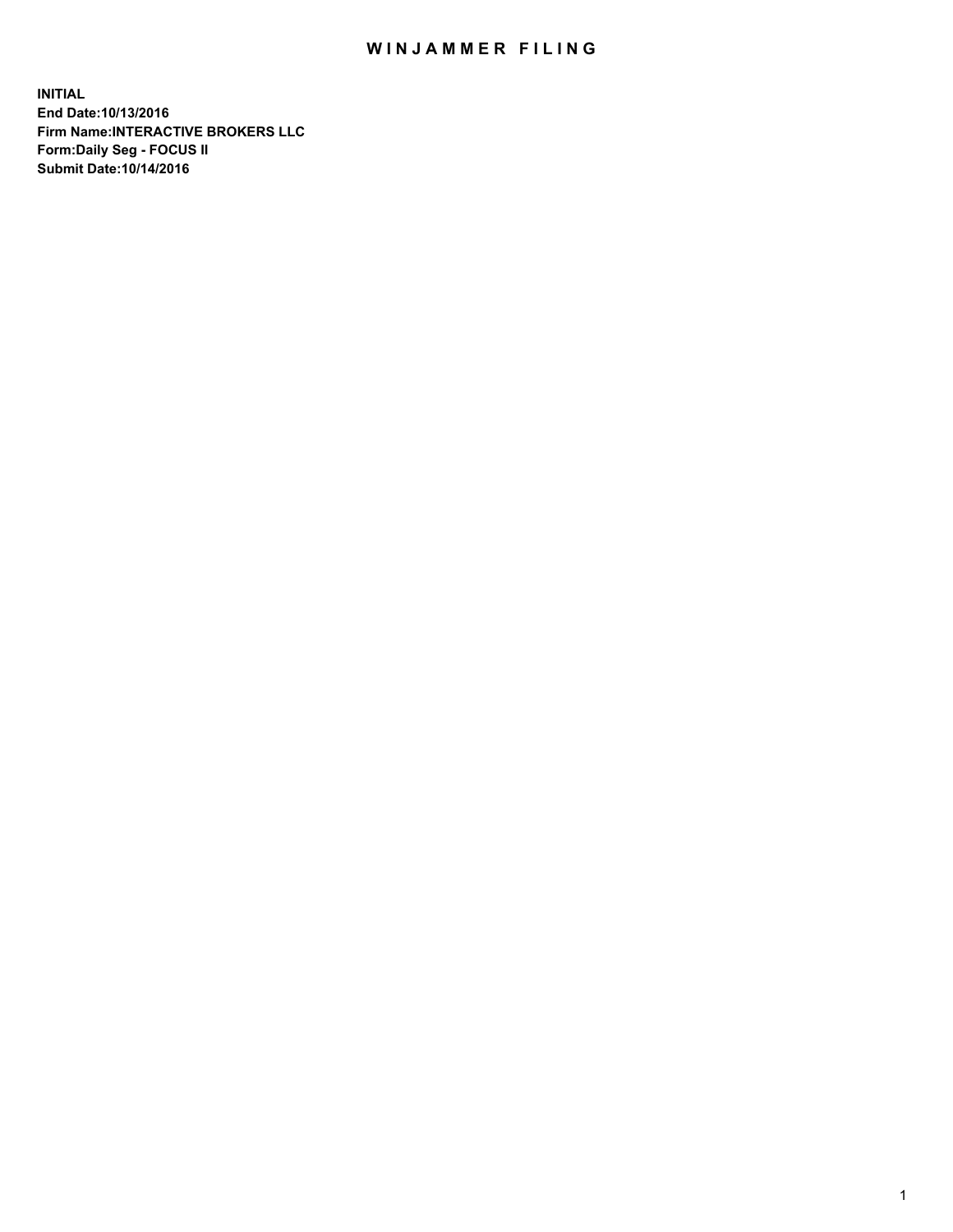# WINJAMMER FILING

**INITIAL**
**End Date:10/13/2016**
**Firm Name:INTERACTIVE BROKERS LLC**
**Form:Daily Seg - FOCUS II**
**Submit Date:10/14/2016**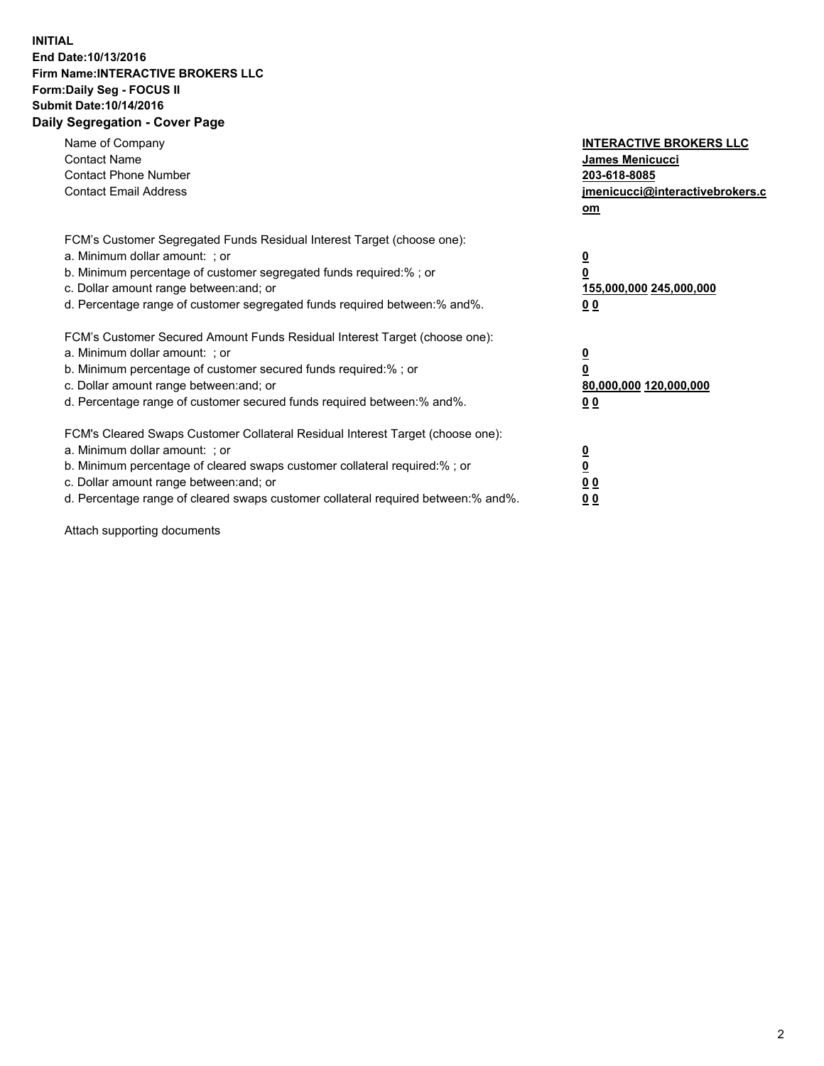**INITIAL**
**End Date:10/13/2016**
**Firm Name:INTERACTIVE BROKERS LLC**
**Form:Daily Seg - FOCUS II**
**Submit Date:10/14/2016**

## Daily Segregation - Cover Page

| | |
|---|---|
| Name of Company | **INTERACTIVE BROKERS LLC** |
| Contact Name | **James Menicucci** |
| Contact Phone Number | **203-618-8085** |
| Contact Email Address | **jmenicucci@interactivebrokers.com** |

FCM's Customer Segregated Funds Residual Interest Target (choose one):

| | |
|---|---|
| a. Minimum dollar amount: ; or | **0** |
| b. Minimum percentage of customer segregated funds required:% ; or | **0** |
| c. Dollar amount range between:and; or | **155,000,000 245,000,000** |
| d. Percentage range of customer segregated funds required between:% and%. | **0 0** |

FCM's Customer Secured Amount Funds Residual Interest Target (choose one):

| | |
|---|---|
| a. Minimum dollar amount: ; or | **0** |
| b. Minimum percentage of customer secured funds required:% ; or | **0** |
| c. Dollar amount range between:and; or | **80,000,000 120,000,000** |
| d. Percentage range of customer secured funds required between:% and%. | **0 0** |

FCM's Cleared Swaps Customer Collateral Residual Interest Target (choose one):

| | |
|---|---|
| a. Minimum dollar amount: ; or | **0** |
| b. Minimum percentage of cleared swaps customer collateral required:% ; or | **0** |
| c. Dollar amount range between:and; or | **0 0** |
| d. Percentage range of cleared swaps customer collateral required between:% and%. | **0 0** |

Attach supporting documents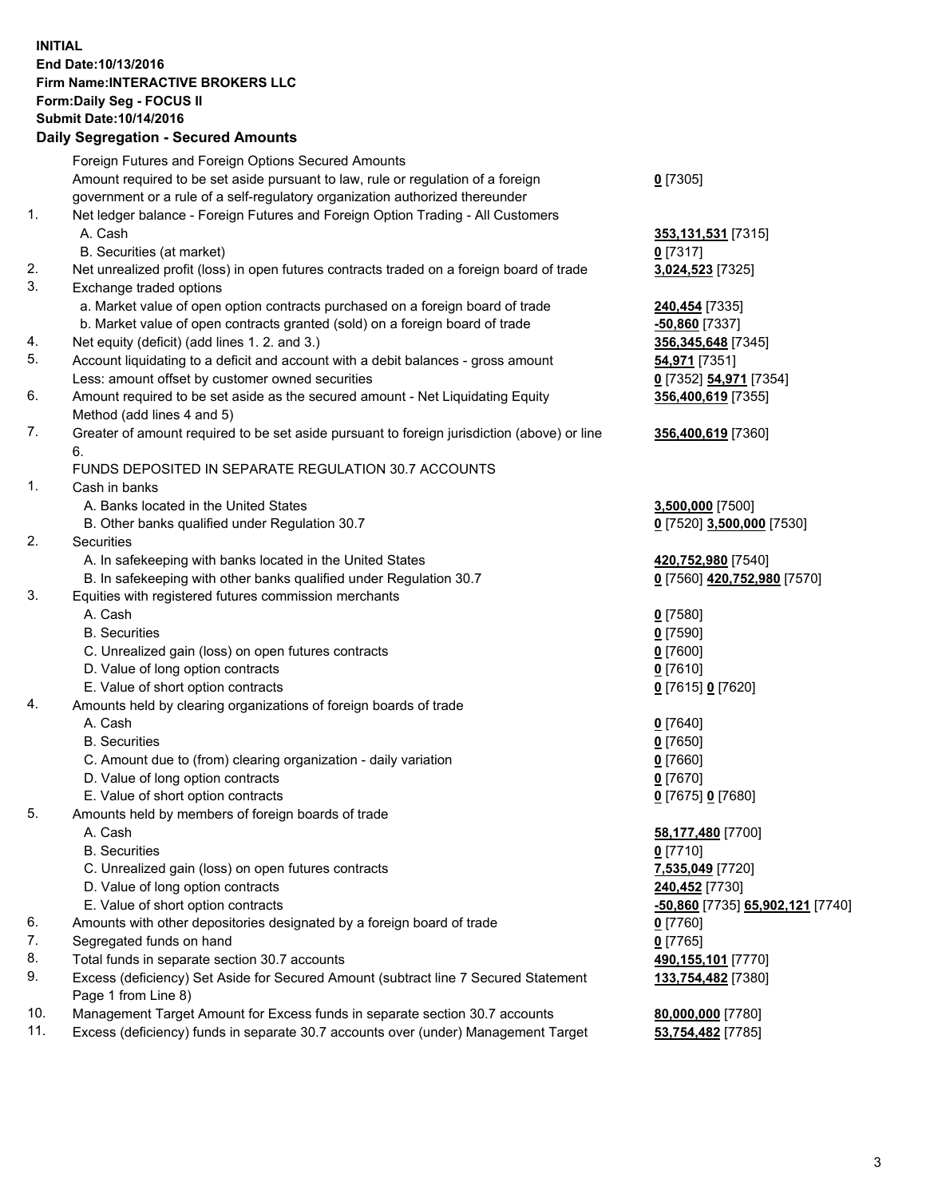**INITIAL**
**End Date:10/13/2016**
**Firm Name:INTERACTIVE BROKERS LLC**
**Form:Daily Seg - FOCUS II**
**Submit Date:10/14/2016**

### Daily Segregation - Secured Amounts

| | | |
|---|---|---|
| | Foreign Futures and Foreign Options Secured Amounts | |
| | Amount required to be set aside pursuant to law, rule or regulation of a foreign government or a rule of a self-regulatory organization authorized thereunder | **0** [7305] |
| 1. | Net ledger balance - Foreign Futures and Foreign Option Trading - All Customers | |
| | A. Cash | **353,131,531** [7315] |
| | B. Securities (at market) | **0** [7317] |
| 2. | Net unrealized profit (loss) in open futures contracts traded on a foreign board of trade | **3,024,523** [7325] |
| 3. | Exchange traded options | |
| | a. Market value of open option contracts purchased on a foreign board of trade | **240,454** [7335] |
| | b. Market value of open contracts granted (sold) on a foreign board of trade | **-50,860** [7337] |
| 4. | Net equity (deficit) (add lines 1. 2. and 3.) | **356,345,648** [7345] |
| 5. | Account liquidating to a deficit and account with a debit balances - gross amount | **54,971** [7351] |
| | Less: amount offset by customer owned securities | **0** [7352] **54,971** [7354] |
| 6. | Amount required to be set aside as the secured amount - Net Liquidating Equity Method (add lines 4 and 5) | **356,400,619** [7355] |
| 7. | Greater of amount required to be set aside pursuant to foreign jurisdiction (above) or line 6. | **356,400,619** [7360] |
| | FUNDS DEPOSITED IN SEPARATE REGULATION 30.7 ACCOUNTS | |
| 1. | Cash in banks | |
| | A. Banks located in the United States | **3,500,000** [7500] |
| | B. Other banks qualified under Regulation 30.7 | **0** [7520] **3,500,000** [7530] |
| 2. | Securities | |
| | A. In safekeeping with banks located in the United States | **420,752,980** [7540] |
| | B. In safekeeping with other banks qualified under Regulation 30.7 | **0** [7560] **420,752,980** [7570] |
| 3. | Equities with registered futures commission merchants | |
| | A. Cash | **0** [7580] |
| | B. Securities | **0** [7590] |
| | C. Unrealized gain (loss) on open futures contracts | **0** [7600] |
| | D. Value of long option contracts | **0** [7610] |
| | E. Value of short option contracts | **0** [7615] **0** [7620] |
| 4. | Amounts held by clearing organizations of foreign boards of trade | |
| | A. Cash | **0** [7640] |
| | B. Securities | **0** [7650] |
| | C. Amount due to (from) clearing organization - daily variation | **0** [7660] |
| | D. Value of long option contracts | **0** [7670] |
| | E. Value of short option contracts | **0** [7675] **0** [7680] |
| 5. | Amounts held by members of foreign boards of trade | |
| | A. Cash | **58,177,480** [7700] |
| | B. Securities | **0** [7710] |
| | C. Unrealized gain (loss) on open futures contracts | **7,535,049** [7720] |
| | D. Value of long option contracts | **240,452** [7730] |
| | E. Value of short option contracts | **-50,860** [7735] **65,902,121** [7740] |
| 6. | Amounts with other depositories designated by a foreign board of trade | **0** [7760] |
| 7. | Segregated funds on hand | **0** [7765] |
| 8. | Total funds in separate section 30.7 accounts | **490,155,101** [7770] |
| 9. | Excess (deficiency) Set Aside for Secured Amount (subtract line 7 Secured Statement Page 1 from Line 8) | **133,754,482** [7380] |
| 10. | Management Target Amount for Excess funds in separate section 30.7 accounts | **80,000,000** [7780] |
| 11. | Excess (deficiency) funds in separate 30.7 accounts over (under) Management Target | **53,754,482** [7785] |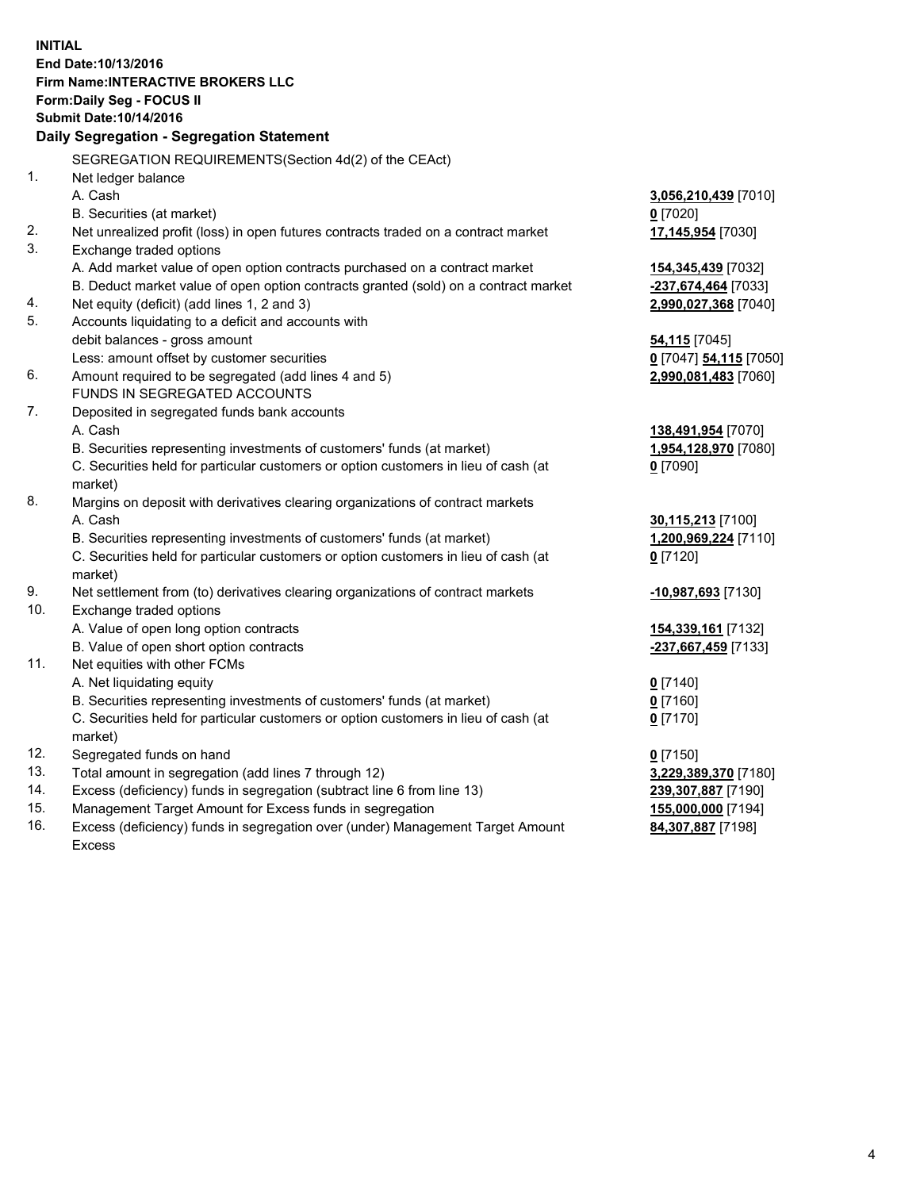**INITIAL**
**End Date:10/13/2016**
**Firm Name:INTERACTIVE BROKERS LLC**
**Form:Daily Seg - FOCUS II**
**Submit Date:10/14/2016**

**Daily Segregation - Segregation Statement**

| | | |
|---|---|---|
| | SEGREGATION REQUIREMENTS(Section 4d(2) of the CEAct) | |
| 1. | Net ledger balance | |
| | A. Cash | **3,056,210,439** [7010] |
| | B. Securities (at market) | **0** [7020] |
| 2. | Net unrealized profit (loss) in open futures contracts traded on a contract market | **17,145,954** [7030] |
| 3. | Exchange traded options | |
| | A. Add market value of open option contracts purchased on a contract market | **154,345,439** [7032] |
| | B. Deduct market value of open option contracts granted (sold) on a contract market | **-237,674,464** [7033] |
| 4. | Net equity (deficit) (add lines 1, 2 and 3) | **2,990,027,368** [7040] |
| 5. | Accounts liquidating to a deficit and accounts with debit balances - gross amount | **54,115** [7045] |
| | Less: amount offset by customer securities | **0** [7047] **54,115** [7050] |
| 6. | Amount required to be segregated (add lines 4 and 5) | **2,990,081,483** [7060] |
| | FUNDS IN SEGREGATED ACCOUNTS | |
| 7. | Deposited in segregated funds bank accounts | |
| | A. Cash | **138,491,954** [7070] |
| | B. Securities representing investments of customers' funds (at market) | **1,954,128,970** [7080] |
| | C. Securities held for particular customers or option customers in lieu of cash (at market) | **0** [7090] |
| 8. | Margins on deposit with derivatives clearing organizations of contract markets | |
| | A. Cash | **30,115,213** [7100] |
| | B. Securities representing investments of customers' funds (at market) | **1,200,969,224** [7110] |
| | C. Securities held for particular customers or option customers in lieu of cash (at market) | **0** [7120] |
| 9. | Net settlement from (to) derivatives clearing organizations of contract markets | **-10,987,693** [7130] |
| 10. | Exchange traded options | |
| | A. Value of open long option contracts | **154,339,161** [7132] |
| | B. Value of open short option contracts | **-237,667,459** [7133] |
| 11. | Net equities with other FCMs | |
| | A. Net liquidating equity | **0** [7140] |
| | B. Securities representing investments of customers' funds (at market) | **0** [7160] |
| | C. Securities held for particular customers or option customers in lieu of cash (at market) | **0** [7170] |
| 12. | Segregated funds on hand | **0** [7150] |
| 13. | Total amount in segregation (add lines 7 through 12) | **3,229,389,370** [7180] |
| 14. | Excess (deficiency) funds in segregation (subtract line 6 from line 13) | **239,307,887** [7190] |
| 15. | Management Target Amount for Excess funds in segregation | **155,000,000** [7194] |
| 16. | Excess (deficiency) funds in segregation over (under) Management Target Amount Excess | **84,307,887** [7198] |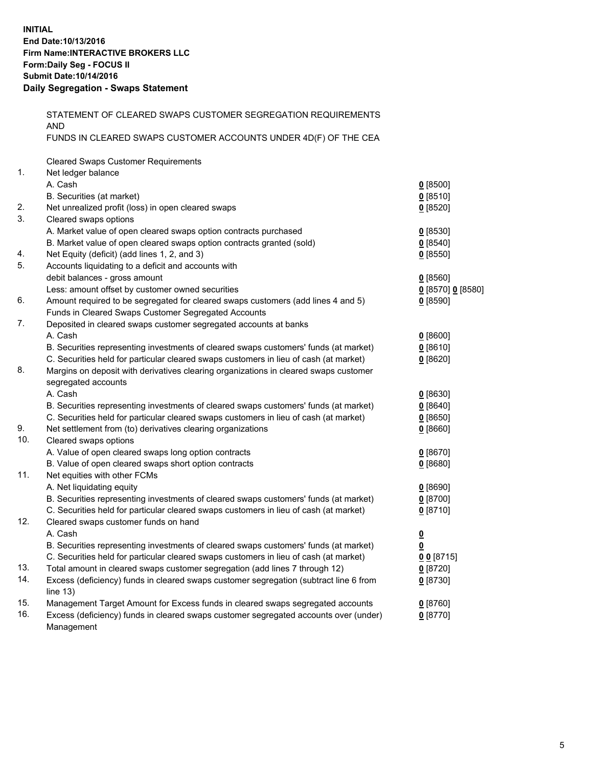**INITIAL**
**End Date:10/13/2016**
**Firm Name:INTERACTIVE BROKERS LLC**
**Form:Daily Seg - FOCUS II**
**Submit Date:10/14/2016**
**Daily Segregation - Swaps Statement**

STATEMENT OF CLEARED SWAPS CUSTOMER SEGREGATION REQUIREMENTS AND FUNDS IN CLEARED SWAPS CUSTOMER ACCOUNTS UNDER 4D(F) OF THE CEA

| | | |
|---|---|---|
| | Cleared Swaps Customer Requirements | |
| 1. | Net ledger balance | |
| | A. Cash | 0 [8500] |
| | B. Securities (at market) | 0 [8510] |
| 2. | Net unrealized profit (loss) in open cleared swaps | 0 [8520] |
| 3. | Cleared swaps options | |
| | A. Market value of open cleared swaps option contracts purchased | 0 [8530] |
| | B. Market value of open cleared swaps option contracts granted (sold) | 0 [8540] |
| 4. | Net Equity (deficit) (add lines 1, 2, and 3) | 0 [8550] |
| 5. | Accounts liquidating to a deficit and accounts with debit balances - gross amount | 0 [8560] |
| | Less: amount offset by customer owned securities | 0 [8570] 0 [8580] |
| 6. | Amount required to be segregated for cleared swaps customers (add lines 4 and 5) | 0 [8590] |
| | Funds in Cleared Swaps Customer Segregated Accounts | |
| 7. | Deposited in cleared swaps customer segregated accounts at banks | |
| | A. Cash | 0 [8600] |
| | B. Securities representing investments of cleared swaps customers' funds (at market) | 0 [8610] |
| | C. Securities held for particular cleared swaps customers in lieu of cash (at market) | 0 [8620] |
| 8. | Margins on deposit with derivatives clearing organizations in cleared swaps customer segregated accounts | |
| | A. Cash | 0 [8630] |
| | B. Securities representing investments of cleared swaps customers' funds (at market) | 0 [8640] |
| | C. Securities held for particular cleared swaps customers in lieu of cash (at market) | 0 [8650] |
| 9. | Net settlement from (to) derivatives clearing organizations | 0 [8660] |
| 10. | Cleared swaps options | |
| | A. Value of open cleared swaps long option contracts | 0 [8670] |
| | B. Value of open cleared swaps short option contracts | 0 [8680] |
| 11. | Net equities with other FCMs | |
| | A. Net liquidating equity | 0 [8690] |
| | B. Securities representing investments of cleared swaps customers' funds (at market) | 0 [8700] |
| | C. Securities held for particular cleared swaps customers in lieu of cash (at market) | 0 [8710] |
| 12. | Cleared swaps customer funds on hand | |
| | A. Cash | 0 |
| | B. Securities representing investments of cleared swaps customers' funds (at market) | 0 |
| | C. Securities held for particular cleared swaps customers in lieu of cash (at market) | 0 0 [8715] |
| 13. | Total amount in cleared swaps customer segregation (add lines 7 through 12) | 0 [8720] |
| 14. | Excess (deficiency) funds in cleared swaps customer segregation (subtract line 6 from line 13) | 0 [8730] |
| 15. | Management Target Amount for Excess funds in cleared swaps segregated accounts | 0 [8760] |
| 16. | Excess (deficiency) funds in cleared swaps customer segregated accounts over (under) Management | 0 [8770] |